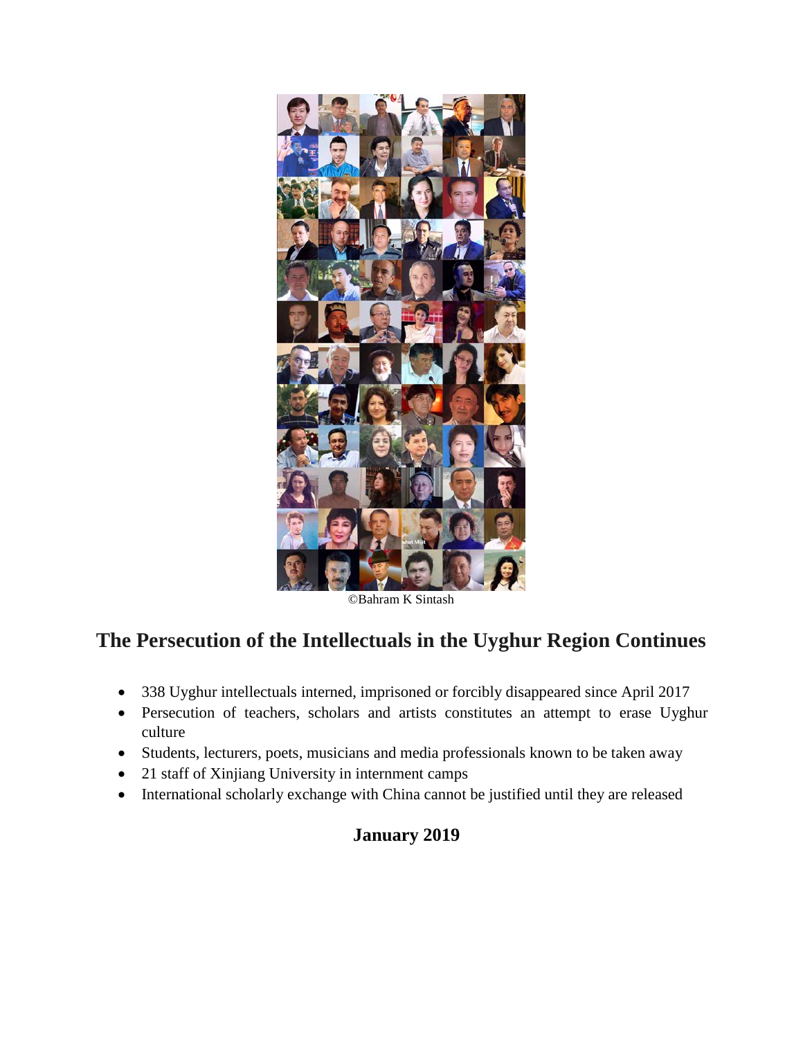©Bahram K Sintash

# The Persecution of the Intellectuals in the Uyghur Region Continues

- 338 Uyghur intellectuals interned, imprisoned or forcibly disappeared since April 2017
- Persecution of teachers, scholars and artists constitutes an attempt to erase Uyghur culture
- Students, lecturers, poets, musicians and media professionals known to be taken away
- 21 staff of Xinjiang University in internment camps
- International scholarly exchange with China cannot be justified until they are released

**January 2019**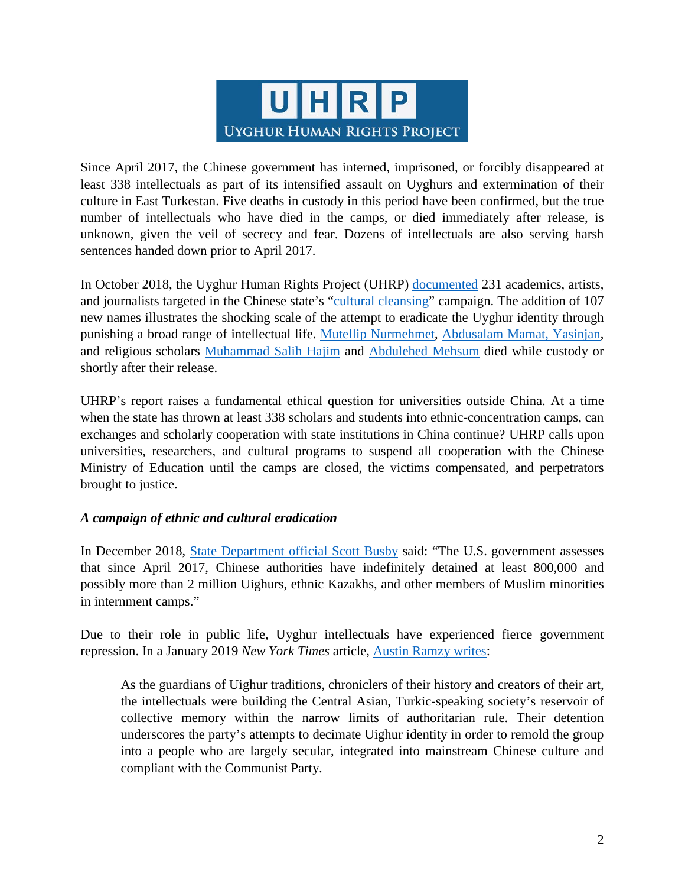Since April 2017, the Chinese government has interned, imprisoned, or forcibly disappeared at least 338 intellectuals as part of its intensified assault on Uyghurs and extermination of their culture in East Turkestan. Five deaths in custody in this period have been confirmed, but the true number of intellectuals who have died in the camps, or died immediately after release, is unknown, given the veil of secrecy and fear. Dozens of intellectuals are also serving harsh sentences handed down prior to April 2017.

In October 2018, the Uyghur Human Rights Project (UHRP) documented 231 academics, artists, and journalists targeted in the Chinese state's "cultural cleansing" campaign. The addition of 107 new names illustrates the shocking scale of the attempt to eradicate the Uyghur identity through punishing a broad range of intellectual life. Mutellip Nurmehmet, Abdusalam Mamat, Yasinjan, and religious scholars Muhammad Salih Hajim and Abdulehed Mehsum died while custody or shortly after their release.

UHRP's report raises a fundamental ethical question for universities outside China. At a time when the state has thrown at least 338 scholars and students into ethnic-concentration camps, can exchanges and scholarly cooperation with state institutions in China continue? UHRP calls upon universities, researchers, and cultural programs to suspend all cooperation with the Chinese Ministry of Education until the camps are closed, the victims compensated, and perpetrators brought to justice.

### *A campaign of ethnic and cultural eradication*

In December 2018, State Department official Scott Busby said: "The U.S. government assesses that since April 2017, Chinese authorities have indefinitely detained at least 800,000 and possibly more than 2 million Uighurs, ethnic Kazakhs, and other members of Muslim minorities in internment camps."

Due to their role in public life, Uyghur intellectuals have experienced fierce government repression. In a January 2019 *New York Times* article, Austin Ramzy writes:

> As the guardians of Uighur traditions, chroniclers of their history and creators of their art, the intellectuals were building the Central Asian, Turkic-speaking society's reservoir of collective memory within the narrow limits of authoritarian rule. Their detention underscores the party's attempts to decimate Uighur identity in order to remold the group into a people who are largely secular, integrated into mainstream Chinese culture and compliant with the Communist Party.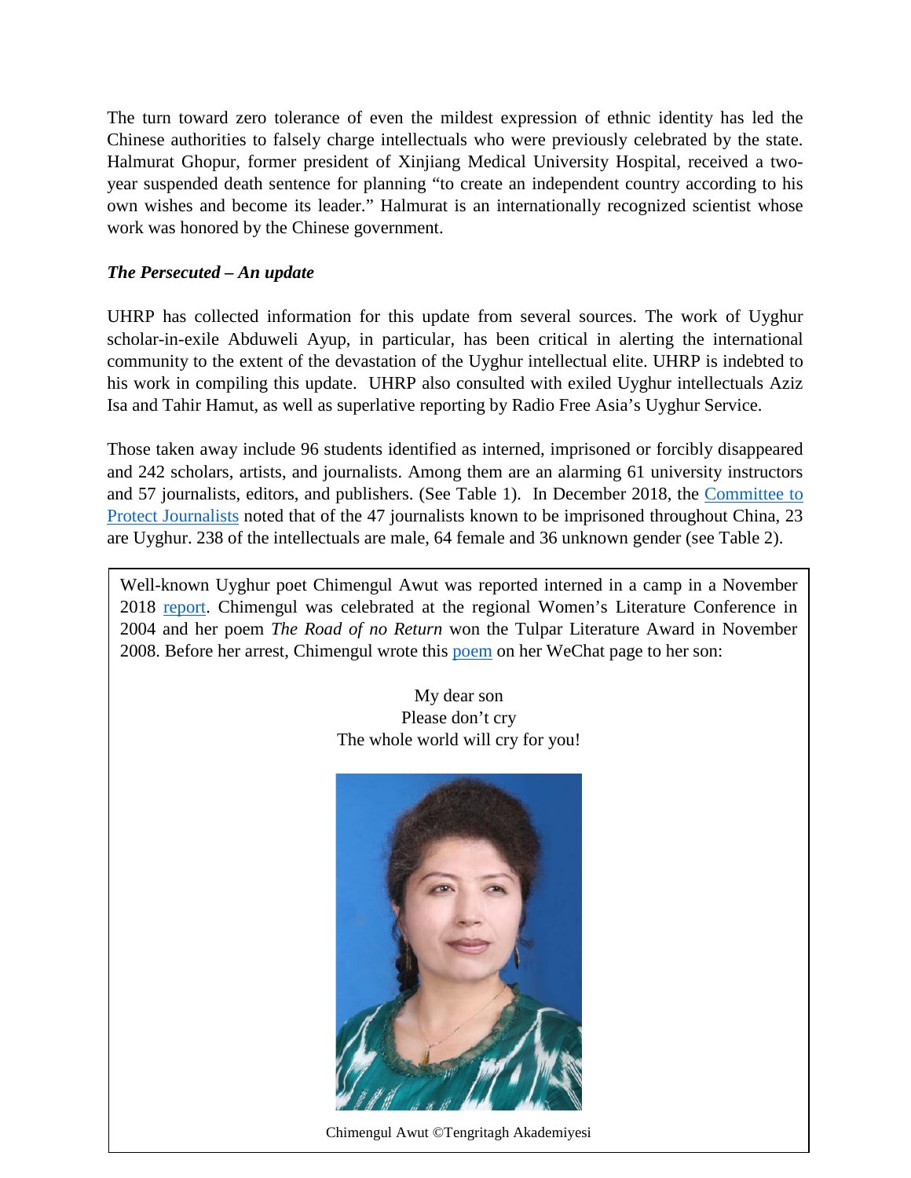The turn toward zero tolerance of even the mildest expression of ethnic identity has led the Chinese authorities to falsely charge intellectuals who were previously celebrated by the state. Halmurat Ghopur, former president of Xinjiang Medical University Hospital, received a two-year suspended death sentence for planning "to create an independent country according to his own wishes and become its leader." Halmurat is an internationally recognized scientist whose work was honored by the Chinese government.

### *The Persecuted – An update*

UHRP has collected information for this update from several sources. The work of Uyghur scholar-in-exile Abduweli Ayup, in particular, has been critical in alerting the international community to the extent of the devastation of the Uyghur intellectual elite. UHRP is indebted to his work in compiling this update. UHRP also consulted with exiled Uyghur intellectuals Aziz Isa and Tahir Hamut, as well as superlative reporting by Radio Free Asia's Uyghur Service.

Those taken away include 96 students identified as interned, imprisoned or forcibly disappeared and 242 scholars, artists, and journalists. Among them are an alarming 61 university instructors and 57 journalists, editors, and publishers. (See Table 1). In December 2018, the Committee to Protect Journalists noted that of the 47 journalists known to be imprisoned throughout China, 23 are Uyghur. 238 of the intellectuals are male, 64 female and 36 unknown gender (see Table 2).

Well-known Uyghur poet Chimengul Awut was reported interned in a camp in a November 2018 report. Chimengul was celebrated at the regional Women's Literature Conference in 2004 and her poem *The Road of no Return* won the Tulpar Literature Award in November 2008. Before her arrest, Chimengul wrote this poem on her WeChat page to her son:

My dear son  
Please don't cry  
The whole world will cry for you!

Chimengul Awut ©Tengritagh Akademiyesi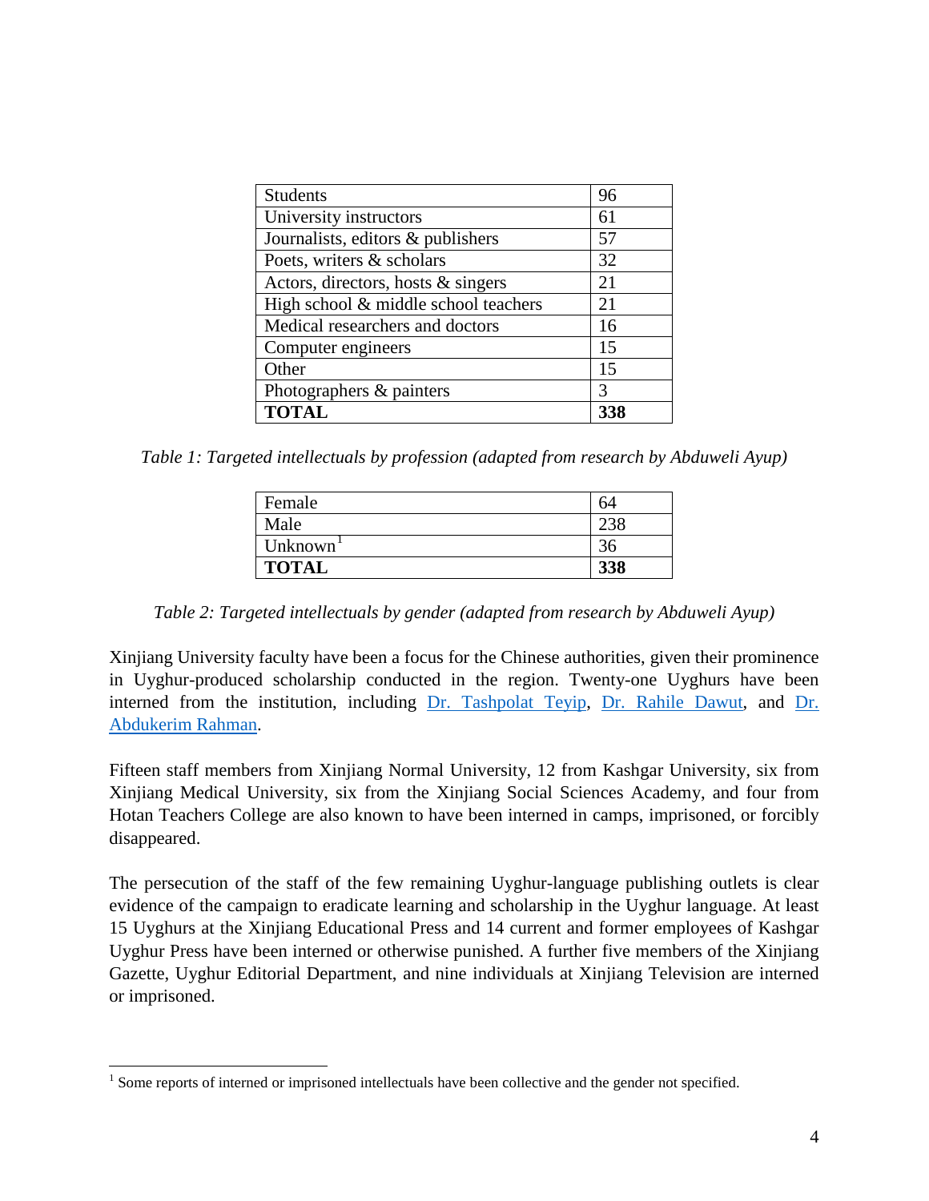| Students | 96 |
|---|---|
| University instructors | 61 |
| Journalists, editors & publishers | 57 |
| Poets, writers & scholars | 32 |
| Actors, directors, hosts & singers | 21 |
| High school & middle school teachers | 21 |
| Medical researchers and doctors | 16 |
| Computer engineers | 15 |
| Other | 15 |
| Photographers & painters | 3 |
| **TOTAL** | **338** |

*Table 1: Targeted intellectuals by profession (adapted from research by Abduweli Ayup)*

| Female | 64 |
|---|---|
| Male | 238 |
| Unknown[1] | 36 |
| **TOTAL** | **338** |

*Table 2: Targeted intellectuals by gender (adapted from research by Abduweli Ayup)*

Xinjiang University faculty have been a focus for the Chinese authorities, given their prominence in Uyghur-produced scholarship conducted in the region. Twenty-one Uyghurs have been interned from the institution, including Dr. Tashpolat Teyip, Dr. Rahile Dawut, and Dr. Abdukerim Rahman.

Fifteen staff members from Xinjiang Normal University, 12 from Kashgar University, six from Xinjiang Medical University, six from the Xinjiang Social Sciences Academy, and four from Hotan Teachers College are also known to have been interned in camps, imprisoned, or forcibly disappeared.

The persecution of the staff of the few remaining Uyghur-language publishing outlets is clear evidence of the campaign to eradicate learning and scholarship in the Uyghur language. At least 15 Uyghurs at the Xinjiang Educational Press and 14 current and former employees of Kashgar Uyghur Press have been interned or otherwise punished. A further five members of the Xinjiang Gazette, Uyghur Editorial Department, and nine individuals at Xinjiang Television are interned or imprisoned.

[1] Some reports of interned or imprisoned intellectuals have been collective and the gender not specified.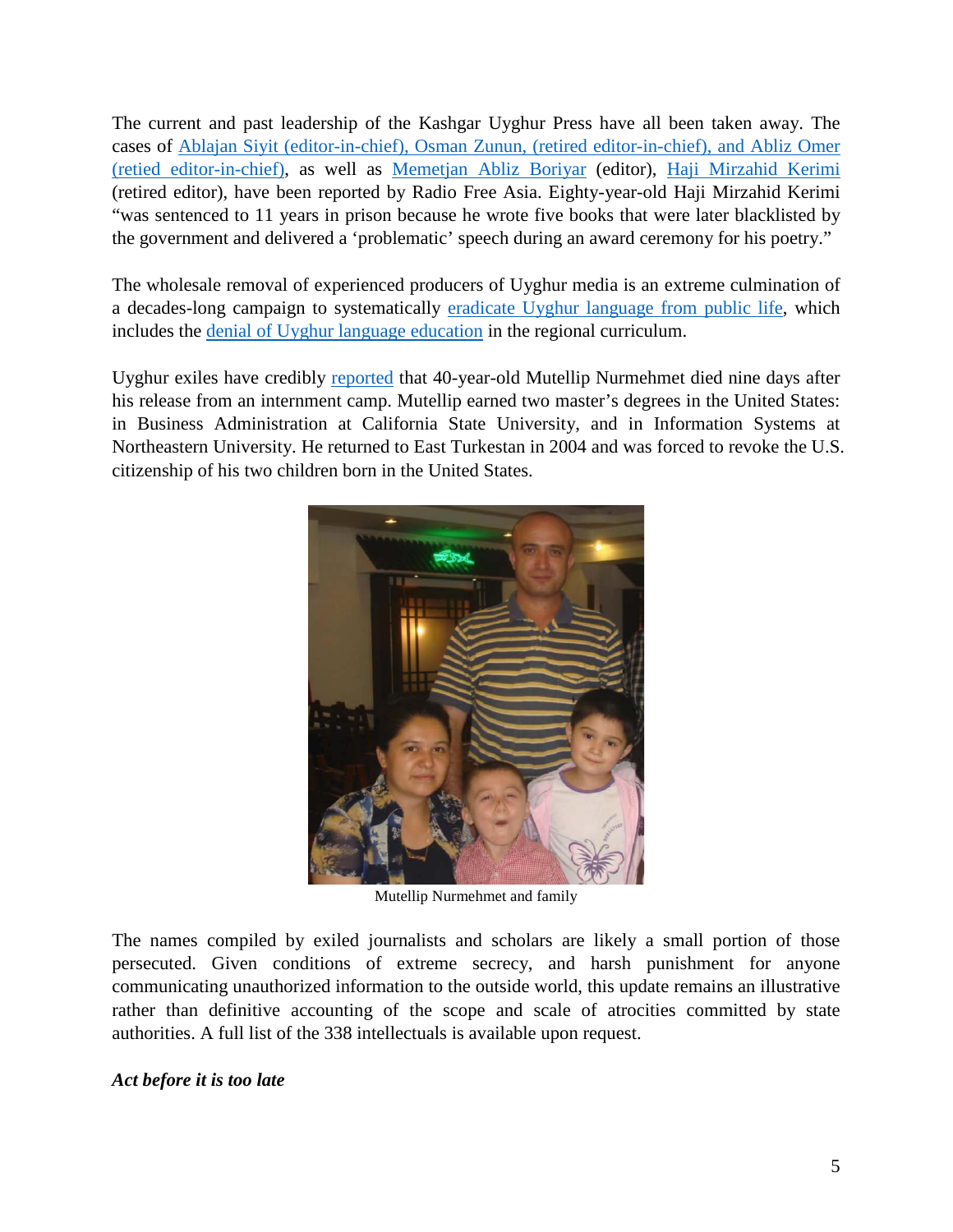The current and past leadership of the Kashgar Uyghur Press have all been taken away. The cases of Ablajan Siyit (editor-in-chief), Osman Zunun, (retired editor-in-chief), and Abliz Omer (retied editor-in-chief), as well as Memetjan Abliz Boriyar (editor), Haji Mirzahid Kerimi (retired editor), have been reported by Radio Free Asia. Eighty-year-old Haji Mirzahid Kerimi "was sentenced to 11 years in prison because he wrote five books that were later blacklisted by the government and delivered a 'problematic' speech during an award ceremony for his poetry."

The wholesale removal of experienced producers of Uyghur media is an extreme culmination of a decades-long campaign to systematically eradicate Uyghur language from public life, which includes the denial of Uyghur language education in the regional curriculum.

Uyghur exiles have credibly reported that 40-year-old Mutellip Nurmehmet died nine days after his release from an internment camp. Mutellip earned two master's degrees in the United States: in Business Administration at California State University, and in Information Systems at Northeastern University. He returned to East Turkestan in 2004 and was forced to revoke the U.S. citizenship of his two children born in the United States.

Mutellip Nurmehmet and family

The names compiled by exiled journalists and scholars are likely a small portion of those persecuted. Given conditions of extreme secrecy, and harsh punishment for anyone communicating unauthorized information to the outside world, this update remains an illustrative rather than definitive accounting of the scope and scale of atrocities committed by state authorities. A full list of the 338 intellectuals is available upon request.

***Act before it is too late***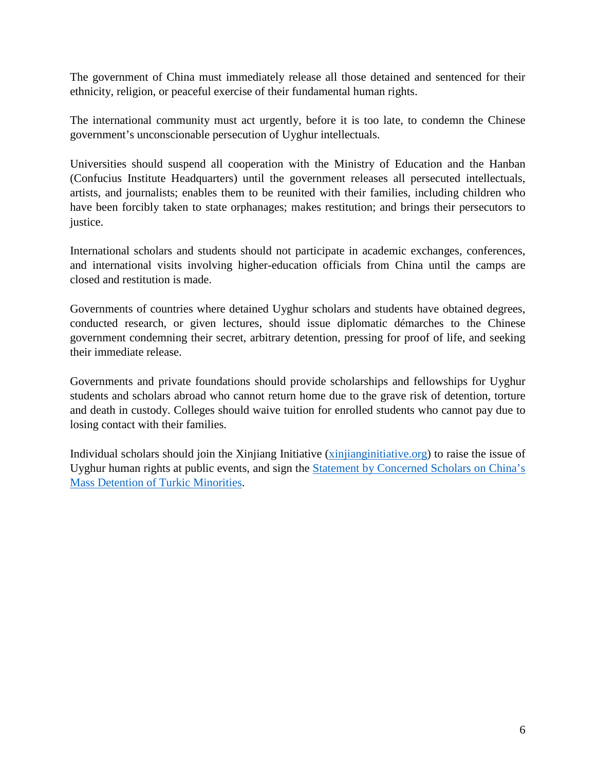The government of China must immediately release all those detained and sentenced for their ethnicity, religion, or peaceful exercise of their fundamental human rights.

The international community must act urgently, before it is too late, to condemn the Chinese government's unconscionable persecution of Uyghur intellectuals.

Universities should suspend all cooperation with the Ministry of Education and the Hanban (Confucius Institute Headquarters) until the government releases all persecuted intellectuals, artists, and journalists; enables them to be reunited with their families, including children who have been forcibly taken to state orphanages; makes restitution; and brings their persecutors to justice.

International scholars and students should not participate in academic exchanges, conferences, and international visits involving higher-education officials from China until the camps are closed and restitution is made.

Governments of countries where detained Uyghur scholars and students have obtained degrees, conducted research, or given lectures, should issue diplomatic démarches to the Chinese government condemning their secret, arbitrary detention, pressing for proof of life, and seeking their immediate release.

Governments and private foundations should provide scholarships and fellowships for Uyghur students and scholars abroad who cannot return home due to the grave risk of detention, torture and death in custody. Colleges should waive tuition for enrolled students who cannot pay due to losing contact with their families.

Individual scholars should join the Xinjiang Initiative (xinjianginitiative.org) to raise the issue of Uyghur human rights at public events, and sign the Statement by Concerned Scholars on China's Mass Detention of Turkic Minorities.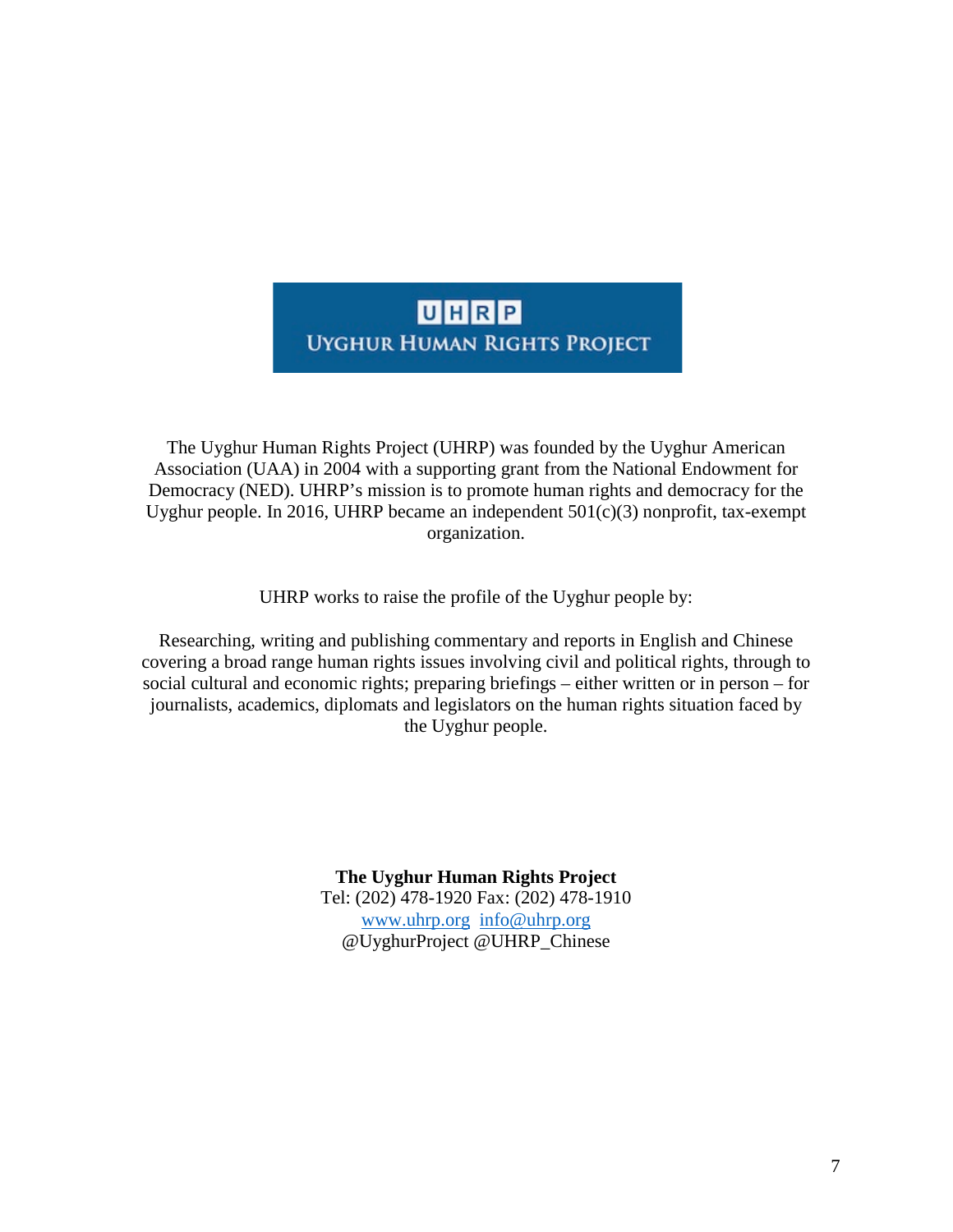UHRP

UYGHUR HUMAN RIGHTS PROJECT

The Uyghur Human Rights Project (UHRP) was founded by the Uyghur American Association (UAA) in 2004 with a supporting grant from the National Endowment for Democracy (NED). UHRP's mission is to promote human rights and democracy for the Uyghur people. In 2016, UHRP became an independent 501(c)(3) nonprofit, tax-exempt organization.

UHRP works to raise the profile of the Uyghur people by:

Researching, writing and publishing commentary and reports in English and Chinese covering a broad range human rights issues involving civil and political rights, through to social cultural and economic rights; preparing briefings – either written or in person – for journalists, academics, diplomats and legislators on the human rights situation faced by the Uyghur people.

**The Uyghur Human Rights Project**
Tel: (202) 478-1920 Fax: (202) 478-1910
www.uhrp.org info@uhrp.org
@UyghurProject @UHRP_Chinese